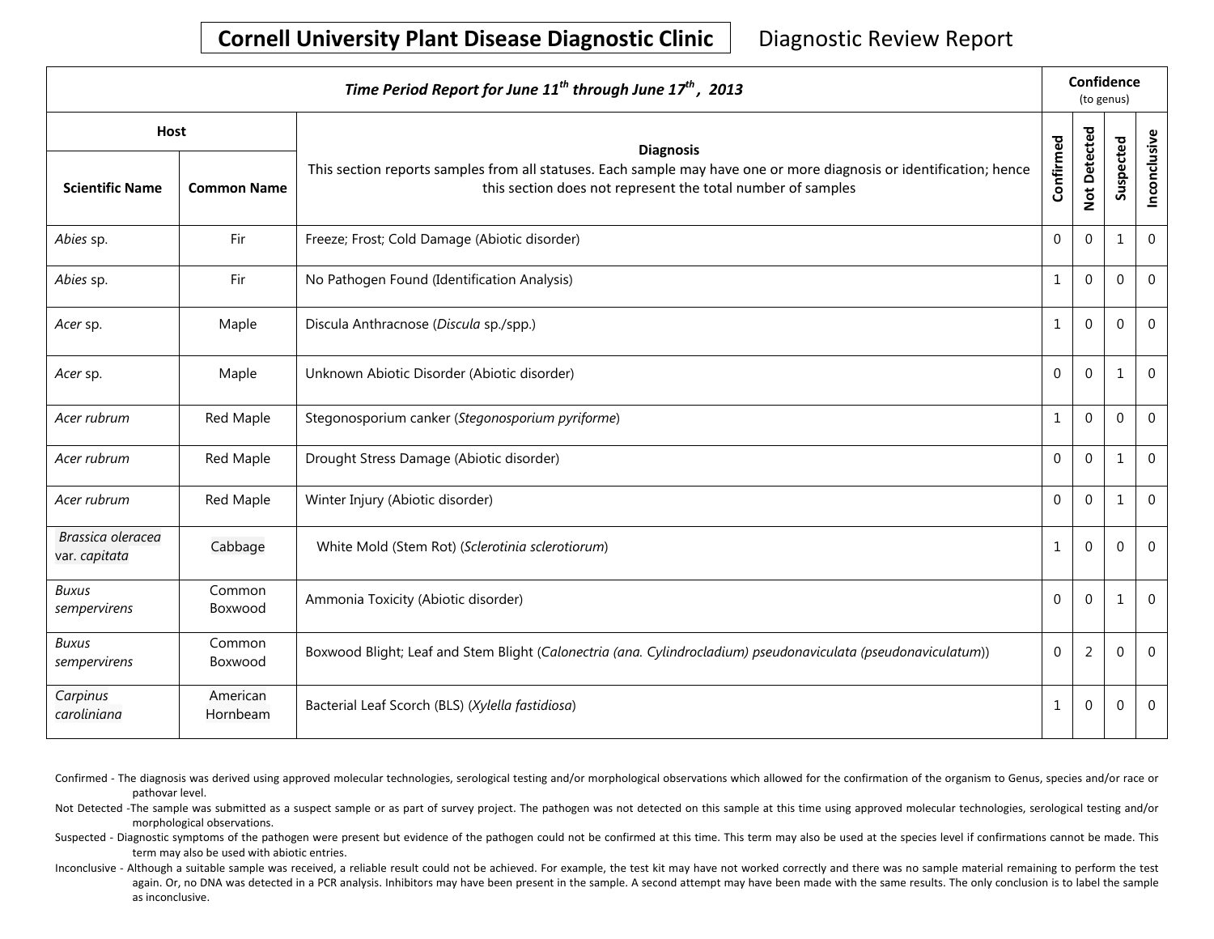# Cornell University Plant Disease Diagnostic Clinic

Diagnostic Review Report

| *Time Period Report for June 11th through June 17th, 2013* | | | Confidence (to genus) | | | |
|---|---|---|---|---|---|---|
| Host | | Diagnosis | | | | |
| Scientific Name | Common Name | This section reports samples from all statuses. Each sample may have one or more diagnosis or identification; hence this section does not represent the total number of samples | Confirmed | Not Detected | Suspected | Inconclusive |
| *Abies* sp. | Fir | Freeze; Frost; Cold Damage (Abiotic disorder) | 0 | 0 | 1 | 0 |
| *Abies* sp. | Fir | No Pathogen Found (Identification Analysis) | 1 | 0 | 0 | 0 |
| *Acer* sp. | Maple | Discula Anthracnose (*Discula* sp./spp.) | 1 | 0 | 0 | 0 |
| *Acer* sp. | Maple | Unknown Abiotic Disorder (Abiotic disorder) | 0 | 0 | 1 | 0 |
| *Acer rubrum* | Red Maple | Stegonosporium canker (*Stegonosporium pyriforme*) | 1 | 0 | 0 | 0 |
| *Acer rubrum* | Red Maple | Drought Stress Damage (Abiotic disorder) | 0 | 0 | 1 | 0 |
| *Acer rubrum* | Red Maple | Winter Injury (Abiotic disorder) | 0 | 0 | 1 | 0 |
| *Brassica oleracea* var. *capitata* | Cabbage | White Mold (Stem Rot) (*Sclerotinia sclerotiorum*) | 1 | 0 | 0 | 0 |
| *Buxus sempervirens* | Common Boxwood | Ammonia Toxicity (Abiotic disorder) | 0 | 0 | 1 | 0 |
| *Buxus sempervirens* | Common Boxwood | Boxwood Blight; Leaf and Stem Blight (*Calonectria (ana. Cylindrocladium) pseudonaviculata (pseudonaviculatum)*) | 0 | 2 | 0 | 0 |
| *Carpinus caroliniana* | American Hornbeam | Bacterial Leaf Scorch (BLS) (*Xylella fastidiosa*) | 1 | 0 | 0 | 0 |

Confirmed - The diagnosis was derived using approved molecular technologies, serological testing and/or morphological observations which allowed for the confirmation of the organism to Genus, species and/or race or pathovar level.

Not Detected -The sample was submitted as a suspect sample or as part of survey project. The pathogen was not detected on this sample at this time using approved molecular technologies, serological testing and/or morphological observations.

Suspected - Diagnostic symptoms of the pathogen were present but evidence of the pathogen could not be confirmed at this time. This term may also be used at the species level if confirmations cannot be made. This term may also be used with abiotic entries.

Inconclusive - Although a suitable sample was received, a reliable result could not be achieved. For example, the test kit may have not worked correctly and there was no sample material remaining to perform the test again. Or, no DNA was detected in a PCR analysis. Inhibitors may have been present in the sample. A second attempt may have been made with the same results. The only conclusion is to label the sample as inconclusive.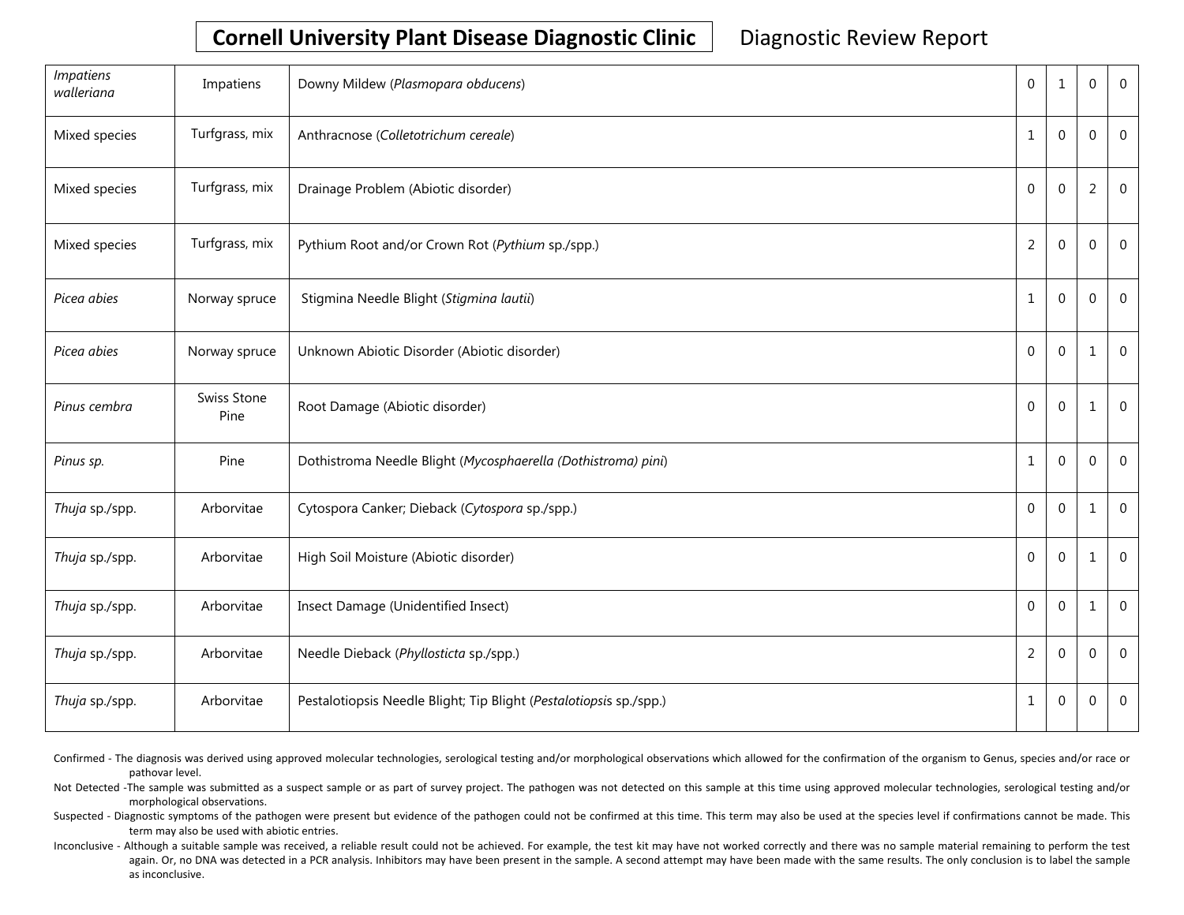| | | | | | | |
|---|---|---|---|---|---|---|
| *Impatiens walleriana* | Impatiens | Downy Mildew (*Plasmopara obducens*) | 0 | 1 | 0 | 0 |
| Mixed species | Turfgrass, mix | Anthracnose (*Colletotrichum cereale*) | 1 | 0 | 0 | 0 |
| Mixed species | Turfgrass, mix | Drainage Problem (Abiotic disorder) | 0 | 0 | 2 | 0 |
| Mixed species | Turfgrass, mix | Pythium Root and/or Crown Rot (*Pythium* sp./spp.) | 2 | 0 | 0 | 0 |
| *Picea abies* | Norway spruce | Stigmina Needle Blight (*Stigmina lautii*) | 1 | 0 | 0 | 0 |
| *Picea abies* | Norway spruce | Unknown Abiotic Disorder (Abiotic disorder) | 0 | 0 | 1 | 0 |
| *Pinus cembra* | Swiss Stone Pine | Root Damage (Abiotic disorder) | 0 | 0 | 1 | 0 |
| *Pinus sp.* | Pine | Dothistroma Needle Blight (*Mycosphaerella (Dothistroma) pini*) | 1 | 0 | 0 | 0 |
| *Thuja* sp./spp. | Arborvitae | Cytospora Canker; Dieback (*Cytospora* sp./spp.) | 0 | 0 | 1 | 0 |
| *Thuja* sp./spp. | Arborvitae | High Soil Moisture (Abiotic disorder) | 0 | 0 | 1 | 0 |
| *Thuja* sp./spp. | Arborvitae | Insect Damage (Unidentified Insect) | 0 | 0 | 1 | 0 |
| *Thuja* sp./spp. | Arborvitae | Needle Dieback (*Phyllosticta* sp./spp.) | 2 | 0 | 0 | 0 |
| *Thuja* sp./spp. | Arborvitae | Pestalotiopsis Needle Blight; Tip Blight (*Pestalotiopsis* sp./spp.) | 1 | 0 | 0 | 0 |

Confirmed - The diagnosis was derived using approved molecular technologies, serological testing and/or morphological observations which allowed for the confirmation of the organism to Genus, species and/or race or pathovar level.

Not Detected -The sample was submitted as a suspect sample or as part of survey project. The pathogen was not detected on this sample at this time using approved molecular technologies, serological testing and/or morphological observations.

Suspected - Diagnostic symptoms of the pathogen were present but evidence of the pathogen could not be confirmed at this time. This term may also be used at the species level if confirmations cannot be made. This term may also be used with abiotic entries.

Inconclusive - Although a suitable sample was received, a reliable result could not be achieved. For example, the test kit may have not worked correctly and there was no sample material remaining to perform the test again. Or, no DNA was detected in a PCR analysis. Inhibitors may have been present in the sample. A second attempt may have been made with the same results. The only conclusion is to label the sample as inconclusive.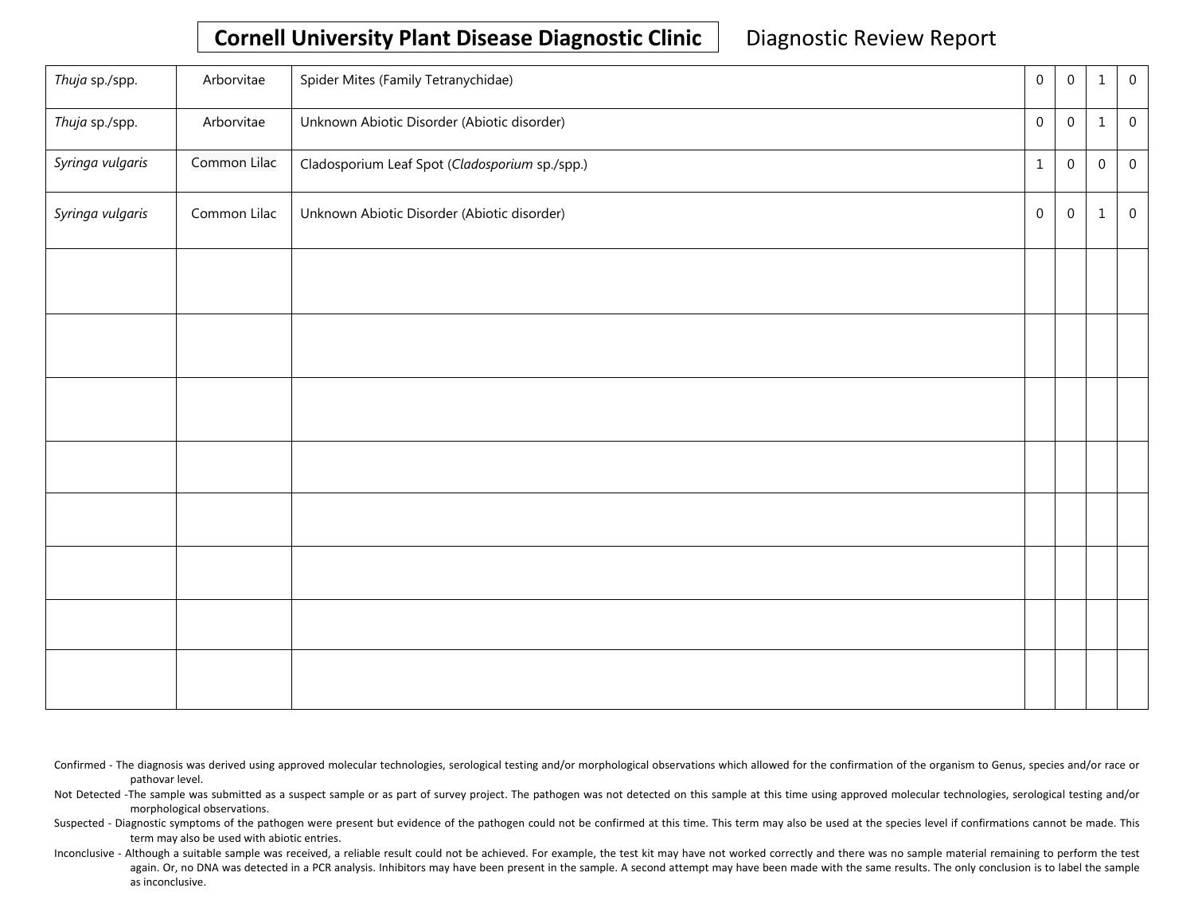# Cornell University Plant Disease Diagnostic Clinic

Diagnostic Review Report

| | | | | | | |
|---|---|---|---|---|---|---|
| *Thuja* sp./spp. | Arborvitae | Spider Mites (Family Tetranychidae) | 0 | 0 | 1 | 0 |
| *Thuja* sp./spp. | Arborvitae | Unknown Abiotic Disorder (Abiotic disorder) | 0 | 0 | 1 | 0 |
| *Syringa vulgaris* | Common Lilac | Cladosporium Leaf Spot (*Cladosporium* sp./spp.) | 1 | 0 | 0 | 0 |
| *Syringa vulgaris* | Common Lilac | Unknown Abiotic Disorder (Abiotic disorder) | 0 | 0 | 1 | 0 |
| | | | | | | |
| | | | | | | |
| | | | | | | |
| | | | | | | |
| | | | | | | |
| | | | | | | |
| | | | | | | |
| | | | | | | |

Confirmed - The diagnosis was derived using approved molecular technologies, serological testing and/or morphological observations which allowed for the confirmation of the organism to Genus, species and/or race or pathovar level.

Not Detected -The sample was submitted as a suspect sample or as part of survey project. The pathogen was not detected on this sample at this time using approved molecular technologies, serological testing and/or morphological observations.

Suspected - Diagnostic symptoms of the pathogen were present but evidence of the pathogen could not be confirmed at this time. This term may also be used at the species level if confirmations cannot be made. This term may also be used with abiotic entries.

Inconclusive - Although a suitable sample was received, a reliable result could not be achieved. For example, the test kit may have not worked correctly and there was no sample material remaining to perform the test again. Or, no DNA was detected in a PCR analysis. Inhibitors may have been present in the sample. A second attempt may have been made with the same results. The only conclusion is to label the sample as inconclusive.